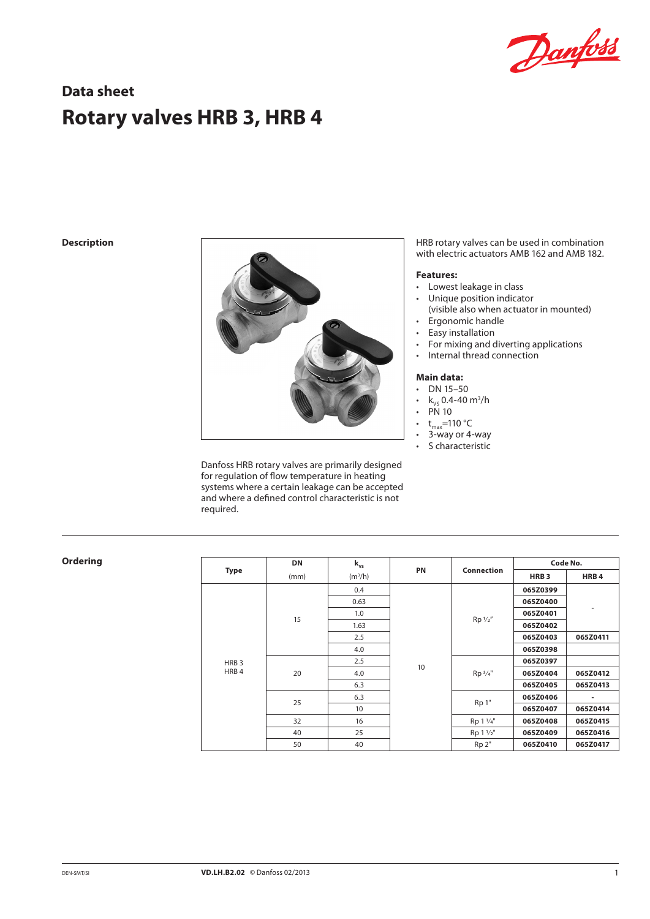## Data sheet

# Rotary valves HRB 3, HRB 4

### Description

HRB rotary valves can be used in combination with electric actuators AMB 162 and AMB 182.

**Features:**
- Lowest leakage in class
- Unique position indicator (visible also when actuator in mounted)
- Ergonomic handle
- Easy installation
- For mixing and diverting applications
- Internal thread connection

**Main data:**
- DN 15–50
- $k_{VS}$ 0.4-40 $m^3/h$
- PN 10
- $t_{max}$=110 °C
- 3-way or 4-way
- S characteristic

Danfoss HRB rotary valves are primarily designed for regulation of flow temperature in heating systems where a certain leakage can be accepted and where a defined control characteristic is not required.

### Ordering

| Type | DN (mm) | $k_{vs}$ ($m^3/h$) | PN | Connection | Code No. HRB 3 | Code No. HRB 4 |
|---|---|---|---|---|---|---|
| HRB 3 HRB 4 | 15 | 0.4 | 10 | Rp ½" | **065Z0399** | - |
| | | 0.63 | | | **065Z0400** | |
| | | 1.0 | | | **065Z0401** | |
| | | 1.63 | | | **065Z0402** | |
| | | 2.5 | | | **065Z0403** | **065Z0411** |
| | | 4.0 | | | **065Z0398** | |
| | 20 | 2.5 | | Rp ¾" | **065Z0397** | |
| | | 4.0 | | | **065Z0404** | **065Z0412** |
| | | 6.3 | | | **065Z0405** | **065Z0413** |
| | 25 | 6.3 | | Rp 1" | **065Z0406** | - |
| | | 10 | | | **065Z0407** | **065Z0414** |
| | 32 | 16 | | Rp 1 ¼" | **065Z0408** | **065Z0415** |
| | 40 | 25 | | Rp 1 ½" | **065Z0409** | **065Z0416** |
| | 50 | 40 | | Rp 2" | **065Z0410** | **065Z0417** |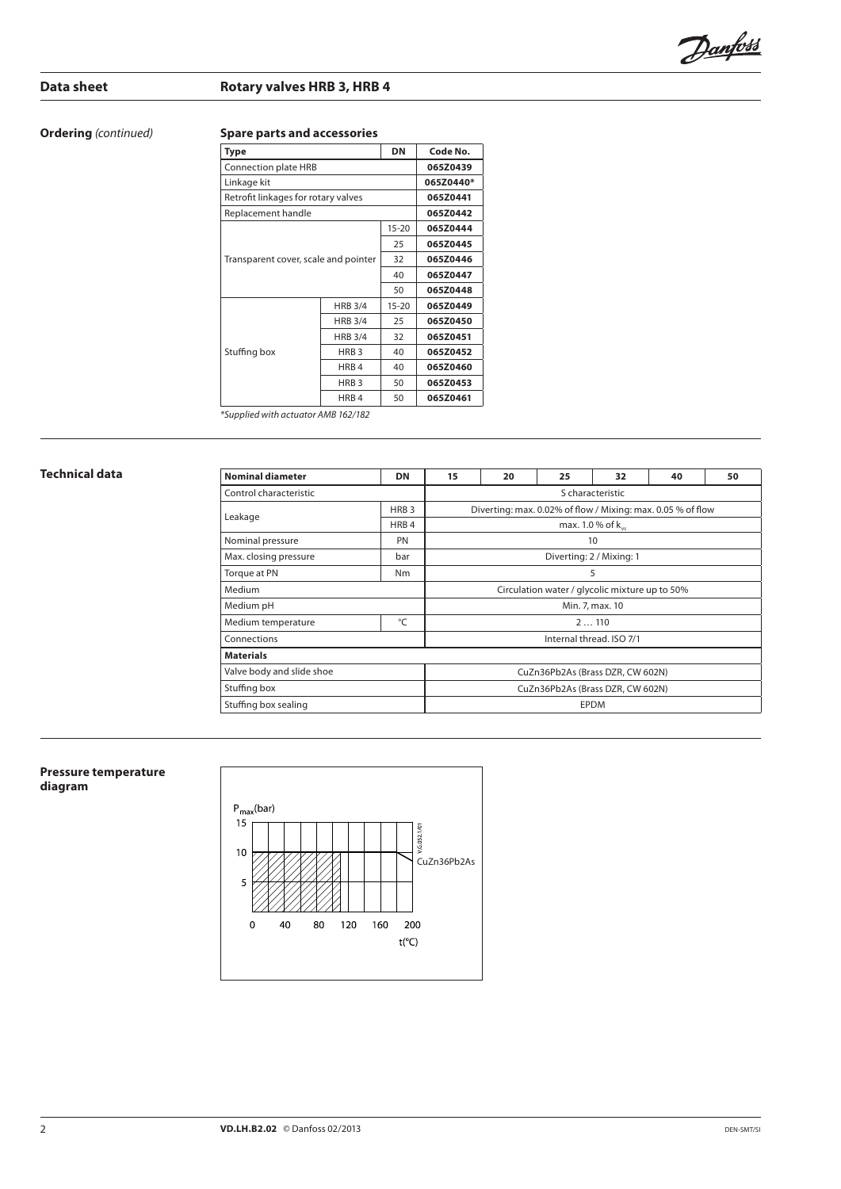## Ordering *(continued)*

### Spare parts and accessories

| Type | | DN | Code No. |
|---|---|---|---|
| Connection plate HRB | | | **065Z0439** |
| Linkage kit | | | **065Z0440*** |
| Retrofit linkages for rotary valves | | | **065Z0441** |
| Replacement handle | | | **065Z0442** |
| Transparent cover, scale and pointer | | 15-20 | **065Z0444** |
| | | 25 | **065Z0445** |
| | | 32 | **065Z0446** |
| | | 40 | **065Z0447** |
| | | 50 | **065Z0448** |
| Stuffing box | HRB 3/4 | 15-20 | **065Z0449** |
| | HRB 3/4 | 25 | **065Z0450** |
| | HRB 3/4 | 32 | **065Z0451** |
| | HRB 3 | 40 | **065Z0452** |
| | HRB 4 | 40 | **065Z0460** |
| | HRB 3 | 50 | **065Z0453** |
| | HRB 4 | 50 | **065Z0461** |

*\*Supplied with actuator AMB 162/182*

## Technical data

| Nominal diameter | DN | 15 | 20 | 25 | 32 | 40 | 50 |
|---|---|---|---|---|---|---|---|
| Control characteristic | | S characteristic | | | | | |
| Leakage | HRB 3 | Diverting: max. 0.02% of flow / Mixing: max. 0.05 % of flow | | | | | |
| | HRB 4 | max. 1.0 % of $k_{vs}$ | | | | | |
| Nominal pressure | PN | 10 | | | | | |
| Max. closing pressure | bar | Diverting: 2 / Mixing: 1 | | | | | |
| Torque at PN | Nm | 5 | | | | | |
| Medium | | Circulation water / glycolic mixture up to 50% | | | | | |
| Medium pH | | Min. 7, max. 10 | | | | | |
| Medium temperature | °C | 2 … 110 | | | | | |
| Connections | | Internal thread. ISO 7/1 | | | | | |
| **Materials** | | | | | | | |
| Valve body and slide shoe | | CuZn36Pb2As (Brass DZR, CW 602N) | | | | | |
| Stuffing box | | CuZn36Pb2As (Brass DZR, CW 602N) | | | | | |
| Stuffing box sealing | | EPDM | | | | | |

## Pressure temperature diagram

$P_{max}$(bar)

15

10

5

0 40 80 120 160 200

t(°C)

CuZn36Pb2As

VG.052.1V01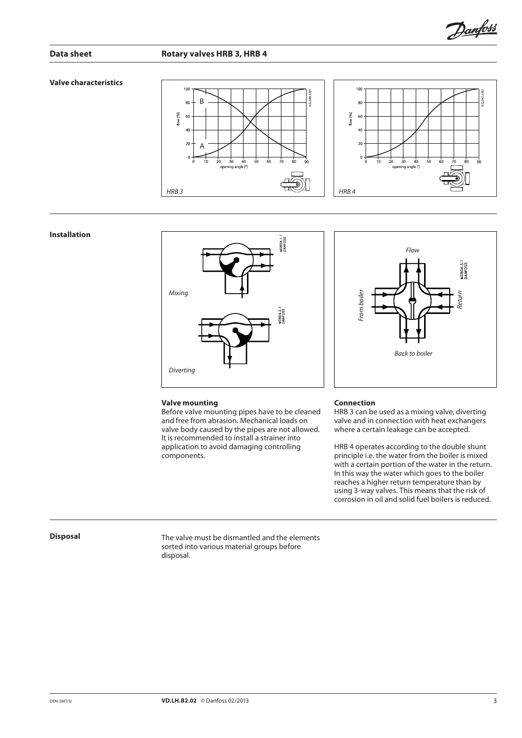## Valve characteristics

HRB 3

HRB 4

## Installation

*Mixing*

*Diverting*

*Flow*

*From boiler*

*Return*

*Back to boiler*

### Valve mounting

Before valve mounting pipes have to be cleaned and free from abrasion. Mechanical loads on valve body caused by the pipes are not allowed. It is recommended to install a strainer into application to avoid damaging controlling components.

### Connection

HRB 3 can be used as a mixing valve, diverting valve and in connection with heat exchangers where a certain leakage can be accepted.

HRB 4 operates according to the double shunt principle i.e. the water from the boiler is mixed with a certain portion of the water in the return. In this way the water which goes to the boiler reaches a higher return temperature than by using 3-way valves. This means that the risk of corrosion in oil and solid fuel boilers is reduced.

## Disposal

The valve must be dismantled and the elements sorted into various material groups before disposal.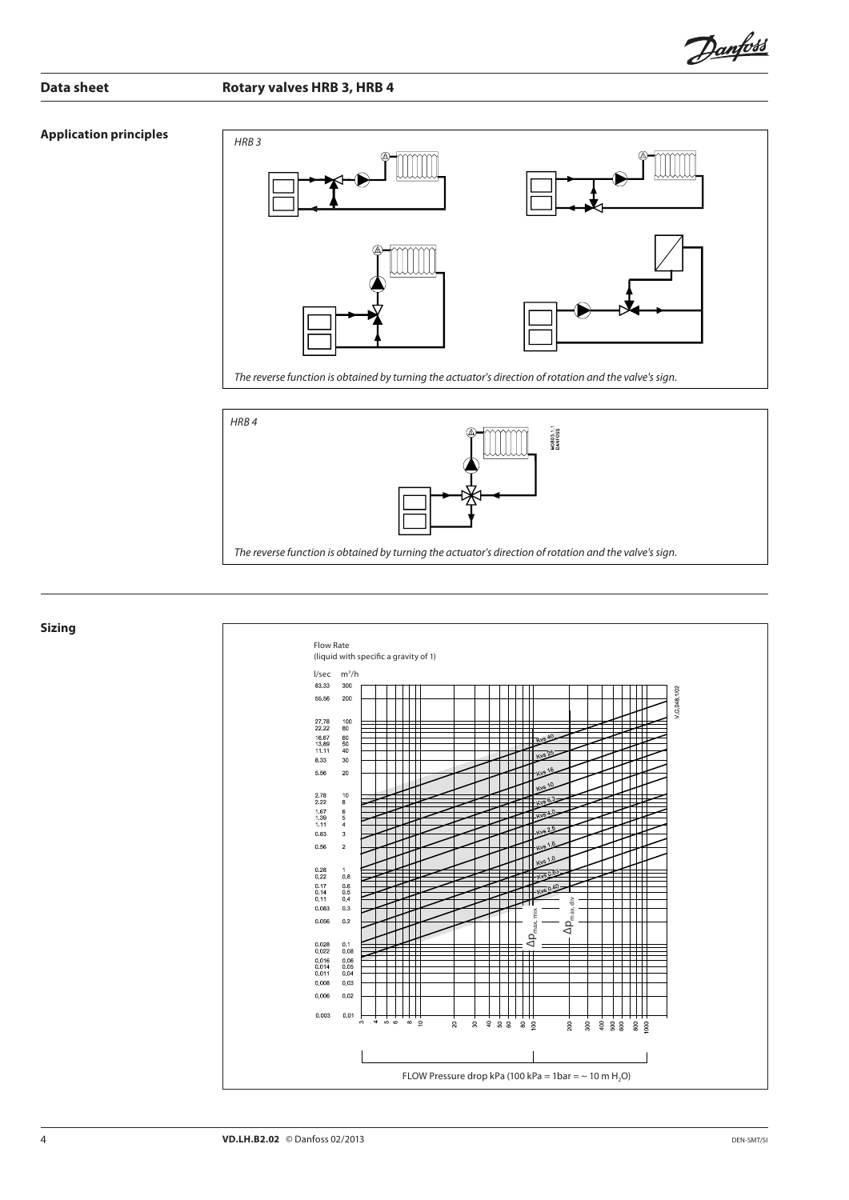## Application principles

*HRB 3*

*The reverse function is obtained by turning the actuator's direction of rotation and the valve's sign.*

*HRB 4*

*The reverse function is obtained by turning the actuator's direction of rotation and the valve's sign.*

## Sizing

Flow Rate
(liquid with specific a gravity of 1)

l/sec $m^3/h$

FLOW Pressure drop kPa (100 kPa = 1bar = ~ 10 m $H_2O$)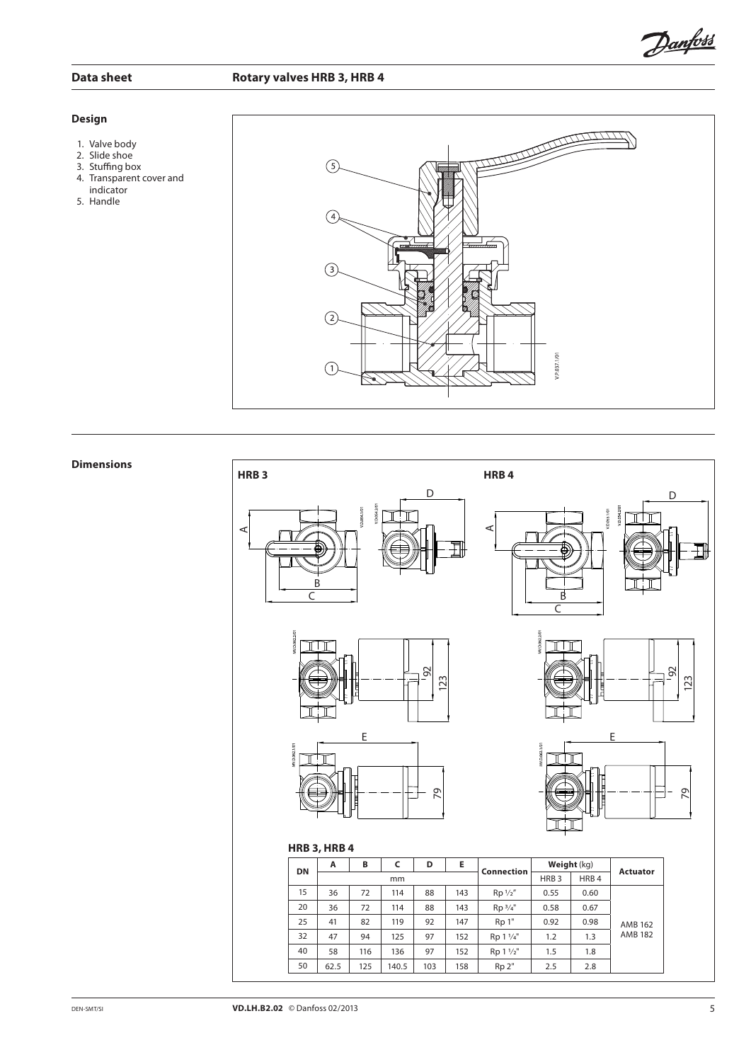## Design

1. Valve body
2. Slide shoe
3. Stuffing box
4. Transparent cover and indicator
5. Handle

## Dimensions

HRB 3

HRB 4

**HRB 3, HRB 4**

| DN | A | B | C | D | E | Connection | Weight (kg) | | Actuator |
|---|---|---|---|---|---|---|---|---|---|
| | mm | | | | | | HRB 3 | HRB 4 | |
| 15 | 36 | 72 | 114 | 88 | 143 | Rp ½" | 0.55 | 0.60 | AMB 162<br>AMB 182 |
| 20 | 36 | 72 | 114 | 88 | 143 | Rp ¾" | 0.58 | 0.67 | |
| 25 | 41 | 82 | 119 | 92 | 147 | Rp 1" | 0.92 | 0.98 | |
| 32 | 47 | 94 | 125 | 97 | 152 | Rp 1 ¼" | 1.2 | 1.3 | |
| 40 | 58 | 116 | 136 | 97 | 152 | Rp 1 ½" | 1.5 | 1.8 | |
| 50 | 62.5 | 125 | 140.5 | 103 | 158 | Rp 2" | 2.5 | 2.8 | |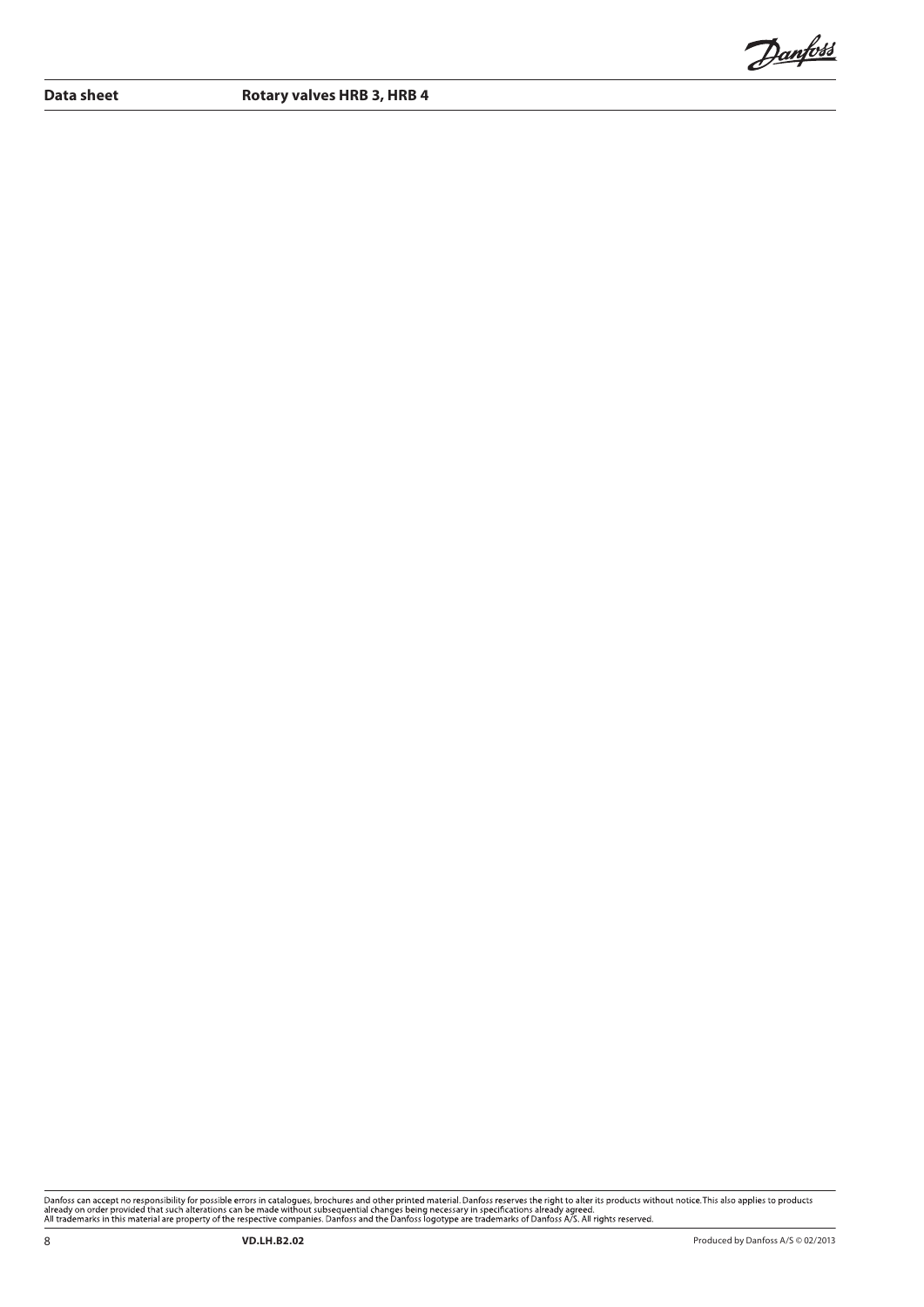Danfoss can accept no responsibility for possible errors in catalogues, brochures and other printed material. Danfoss reserves the right to alter its products without notice. This also applies to products already on order provided that such alterations can be made without subsequential changes being necessary in specifications already agreed.
All trademarks in this material are property of the respective companies. Danfoss and the Danfoss logotype are trademarks of Danfoss A/S. All rights reserved.